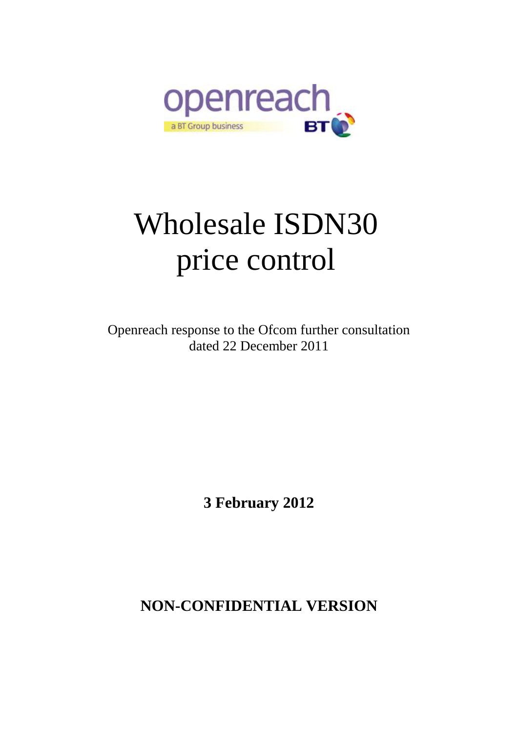# Wholesale ISDN30 price control

Openreach response to the Ofcom further consultation dated 22 December 2011

**3 February 2012**

**NON-CONFIDENTIAL VERSION**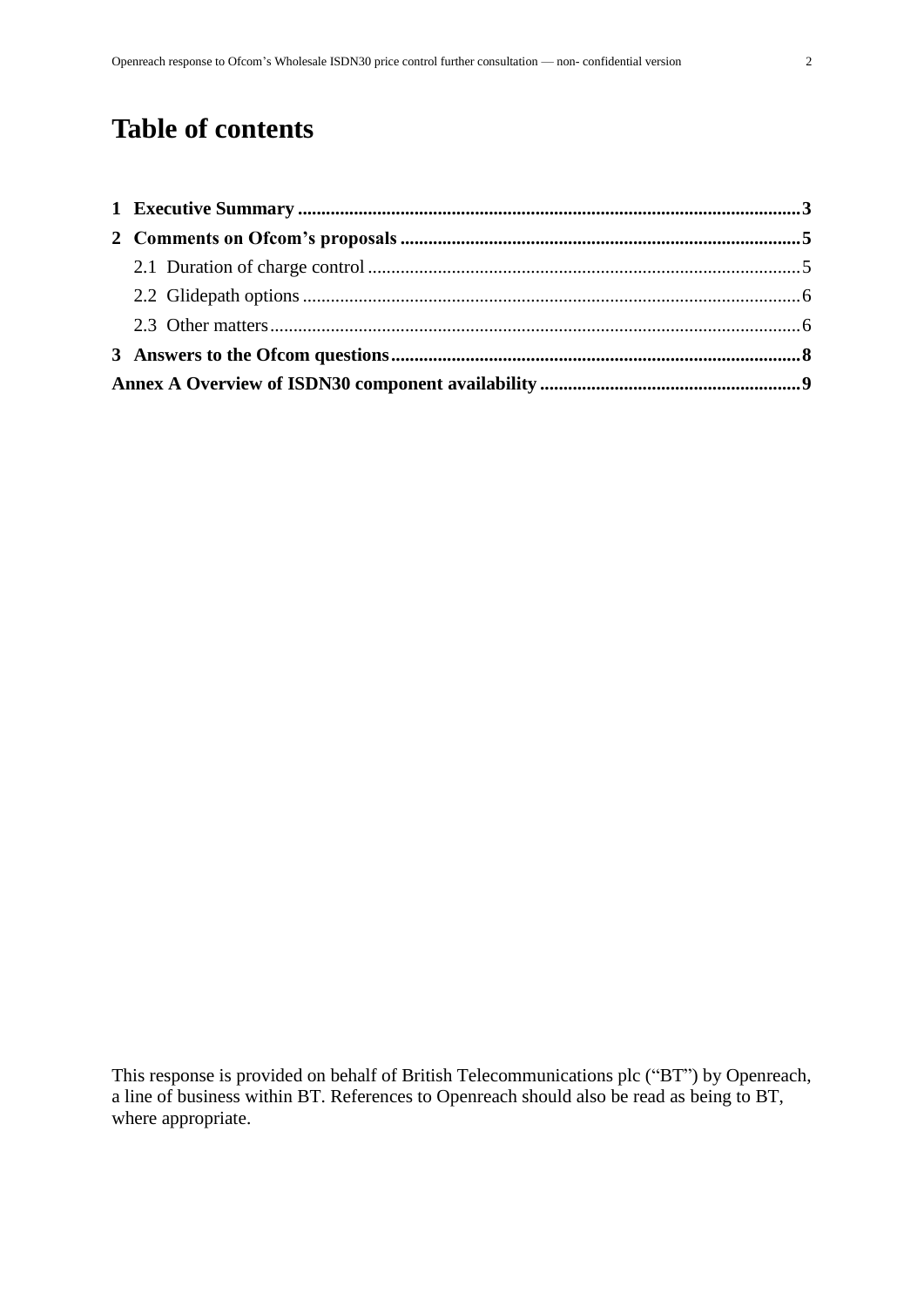# Table of contents

**1 Executive Summary** ........ **3**

**2 Comments on Ofcom's proposals** ........ **5**

- 2.1 Duration of charge control ........ 5
- 2.2 Glidepath options ........ 6
- 2.3 Other matters ........ 6

**3 Answers to the Ofcom questions** ........ **8**

**Annex A Overview of ISDN30 component availability** ........ **9**

This response is provided on behalf of British Telecommunications plc ("BT") by Openreach, a line of business within BT. References to Openreach should also be read as being to BT, where appropriate.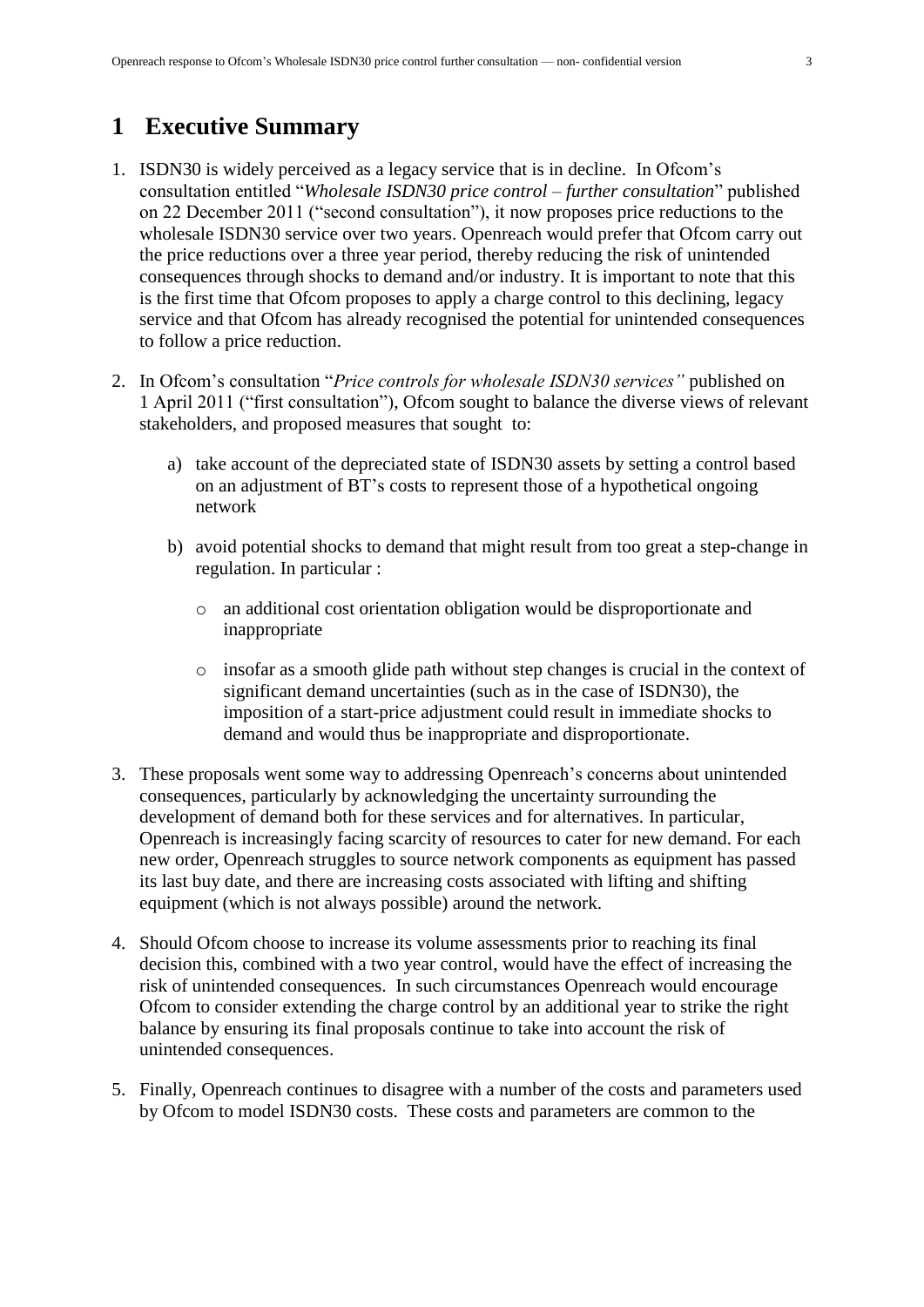# 1 Executive Summary

1. ISDN30 is widely perceived as a legacy service that is in decline. In Ofcom's consultation entitled "*Wholesale ISDN30 price control – further consultation*" published on 22 December 2011 ("second consultation"), it now proposes price reductions to the wholesale ISDN30 service over two years. Openreach would prefer that Ofcom carry out the price reductions over a three year period, thereby reducing the risk of unintended consequences through shocks to demand and/or industry. It is important to note that this is the first time that Ofcom proposes to apply a charge control to this declining, legacy service and that Ofcom has already recognised the potential for unintended consequences to follow a price reduction.

2. In Ofcom's consultation "*Price controls for wholesale ISDN30 services"* published on 1 April 2011 ("first consultation"), Ofcom sought to balance the diverse views of relevant stakeholders, and proposed measures that sought to:

   a) take account of the depreciated state of ISDN30 assets by setting a control based on an adjustment of BT's costs to represent those of a hypothetical ongoing network

   b) avoid potential shocks to demand that might result from too great a step-change in regulation. In particular :

      - an additional cost orientation obligation would be disproportionate and inappropriate

      - insofar as a smooth glide path without step changes is crucial in the context of significant demand uncertainties (such as in the case of ISDN30), the imposition of a start-price adjustment could result in immediate shocks to demand and would thus be inappropriate and disproportionate.

3. These proposals went some way to addressing Openreach's concerns about unintended consequences, particularly by acknowledging the uncertainty surrounding the development of demand both for these services and for alternatives. In particular, Openreach is increasingly facing scarcity of resources to cater for new demand. For each new order, Openreach struggles to source network components as equipment has passed its last buy date, and there are increasing costs associated with lifting and shifting equipment (which is not always possible) around the network.

4. Should Ofcom choose to increase its volume assessments prior to reaching its final decision this, combined with a two year control, would have the effect of increasing the risk of unintended consequences. In such circumstances Openreach would encourage Ofcom to consider extending the charge control by an additional year to strike the right balance by ensuring its final proposals continue to take into account the risk of unintended consequences.

5. Finally, Openreach continues to disagree with a number of the costs and parameters used by Ofcom to model ISDN30 costs. These costs and parameters are common to the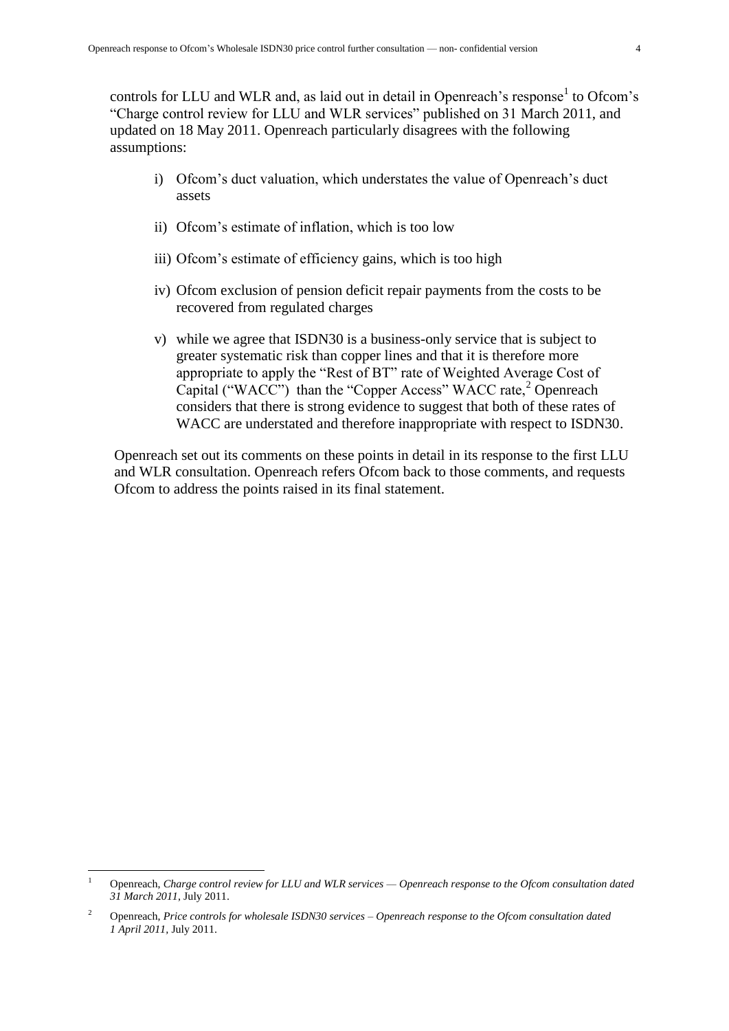controls for LLU and WLR and, as laid out in detail in Openreach's response[1] to Ofcom's "Charge control review for LLU and WLR services" published on 31 March 2011, and updated on 18 May 2011. Openreach particularly disagrees with the following assumptions:

i) Ofcom's duct valuation, which understates the value of Openreach's duct assets

ii) Ofcom's estimate of inflation, which is too low

iii) Ofcom's estimate of efficiency gains, which is too high

iv) Ofcom exclusion of pension deficit repair payments from the costs to be recovered from regulated charges

v) while we agree that ISDN30 is a business-only service that is subject to greater systematic risk than copper lines and that it is therefore more appropriate to apply the "Rest of BT" rate of Weighted Average Cost of Capital ("WACC") than the "Copper Access" WACC rate,[2] Openreach considers that there is strong evidence to suggest that both of these rates of WACC are understated and therefore inappropriate with respect to ISDN30.

Openreach set out its comments on these points in detail in its response to the first LLU and WLR consultation. Openreach refers Ofcom back to those comments, and requests Ofcom to address the points raised in its final statement.

---

[1] Openreach, *Charge control review for LLU and WLR services — Openreach response to the Ofcom consultation dated 31 March 2011*, July 2011.

[2] Openreach, *Price controls for wholesale ISDN30 services – Openreach response to the Ofcom consultation dated 1 April 2011*, July 2011.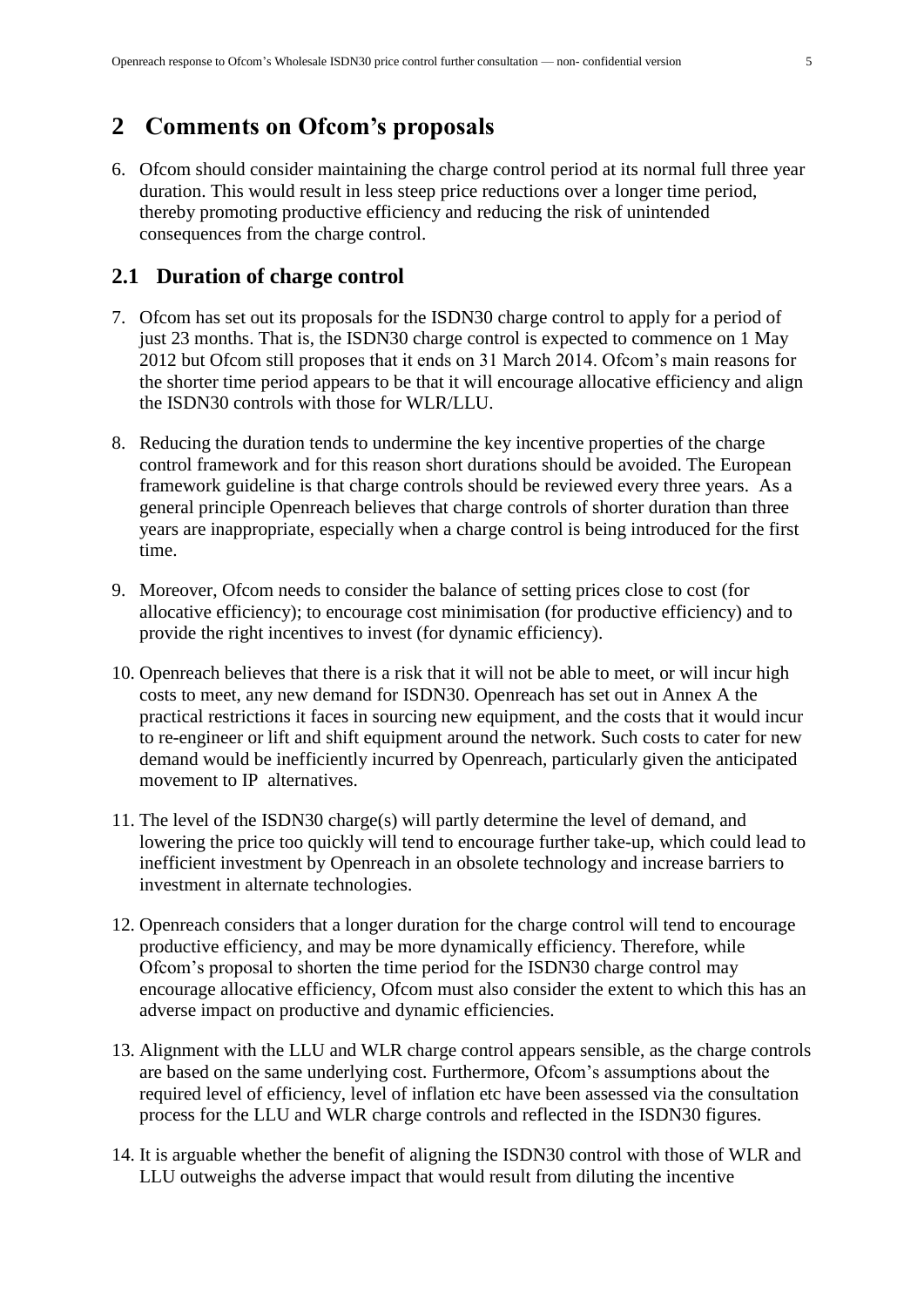# 2 Comments on Ofcom's proposals

6. Ofcom should consider maintaining the charge control period at its normal full three year duration. This would result in less steep price reductions over a longer time period, thereby promoting productive efficiency and reducing the risk of unintended consequences from the charge control.

## 2.1 Duration of charge control

7. Ofcom has set out its proposals for the ISDN30 charge control to apply for a period of just 23 months. That is, the ISDN30 charge control is expected to commence on 1 May 2012 but Ofcom still proposes that it ends on 31 March 2014. Ofcom's main reasons for the shorter time period appears to be that it will encourage allocative efficiency and align the ISDN30 controls with those for WLR/LLU.

8. Reducing the duration tends to undermine the key incentive properties of the charge control framework and for this reason short durations should be avoided. The European framework guideline is that charge controls should be reviewed every three years. As a general principle Openreach believes that charge controls of shorter duration than three years are inappropriate, especially when a charge control is being introduced for the first time.

9. Moreover, Ofcom needs to consider the balance of setting prices close to cost (for allocative efficiency); to encourage cost minimisation (for productive efficiency) and to provide the right incentives to invest (for dynamic efficiency).

10. Openreach believes that there is a risk that it will not be able to meet, or will incur high costs to meet, any new demand for ISDN30. Openreach has set out in Annex A the practical restrictions it faces in sourcing new equipment, and the costs that it would incur to re-engineer or lift and shift equipment around the network. Such costs to cater for new demand would be inefficiently incurred by Openreach, particularly given the anticipated movement to IP alternatives.

11. The level of the ISDN30 charge(s) will partly determine the level of demand, and lowering the price too quickly will tend to encourage further take-up, which could lead to inefficient investment by Openreach in an obsolete technology and increase barriers to investment in alternate technologies.

12. Openreach considers that a longer duration for the charge control will tend to encourage productive efficiency, and may be more dynamically efficiency. Therefore, while Ofcom's proposal to shorten the time period for the ISDN30 charge control may encourage allocative efficiency, Ofcom must also consider the extent to which this has an adverse impact on productive and dynamic efficiencies.

13. Alignment with the LLU and WLR charge control appears sensible, as the charge controls are based on the same underlying cost. Furthermore, Ofcom's assumptions about the required level of efficiency, level of inflation etc have been assessed via the consultation process for the LLU and WLR charge controls and reflected in the ISDN30 figures.

14. It is arguable whether the benefit of aligning the ISDN30 control with those of WLR and LLU outweighs the adverse impact that would result from diluting the incentive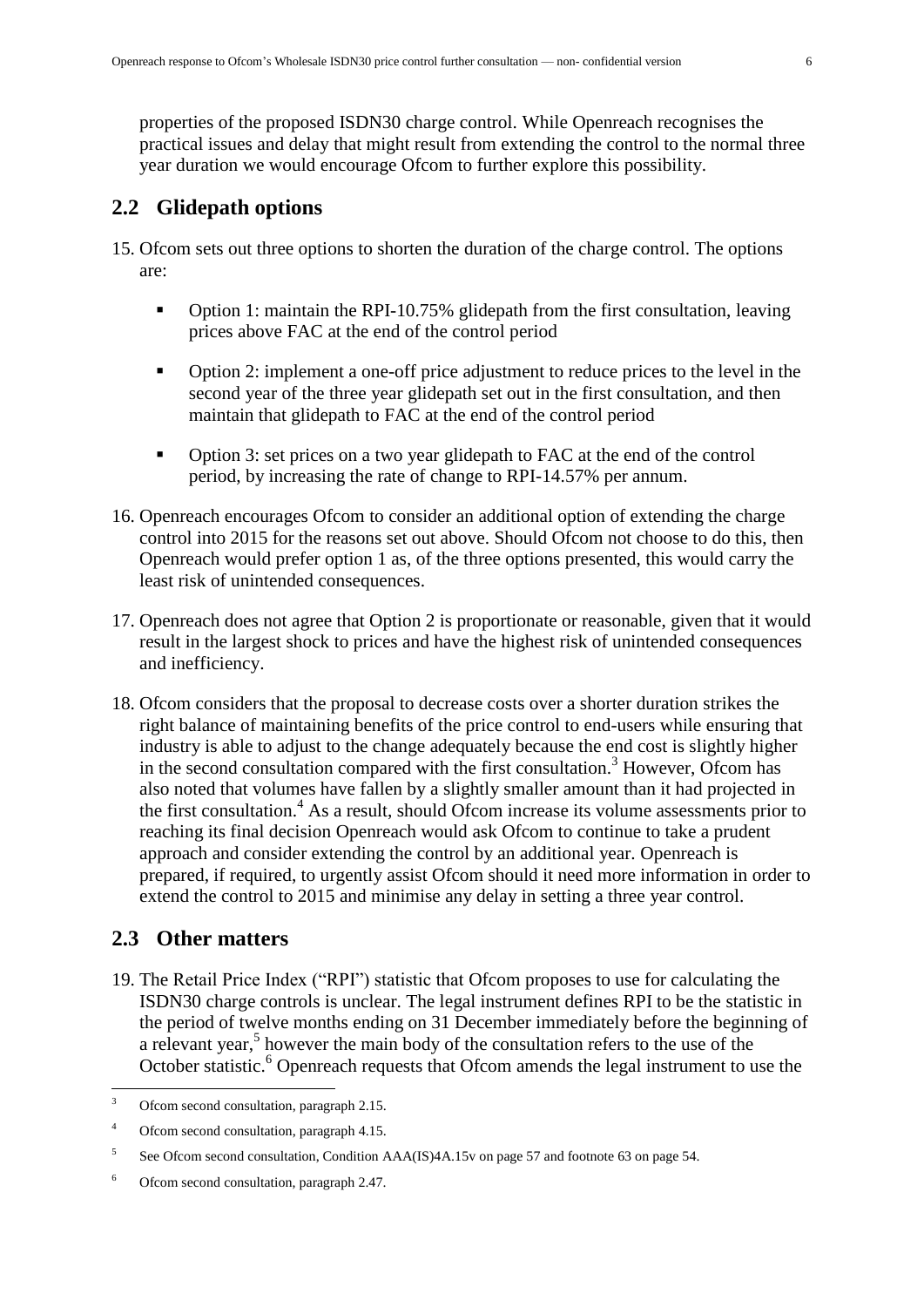properties of the proposed ISDN30 charge control. While Openreach recognises the practical issues and delay that might result from extending the control to the normal three year duration we would encourage Ofcom to further explore this possibility.

## 2.2 Glidepath options

15. Ofcom sets out three options to shorten the duration of the charge control. The options are:

    - Option 1: maintain the RPI-10.75% glidepath from the first consultation, leaving prices above FAC at the end of the control period
    - Option 2: implement a one-off price adjustment to reduce prices to the level in the second year of the three year glidepath set out in the first consultation, and then maintain that glidepath to FAC at the end of the control period
    - Option 3: set prices on a two year glidepath to FAC at the end of the control period, by increasing the rate of change to RPI-14.57% per annum.

16. Openreach encourages Ofcom to consider an additional option of extending the charge control into 2015 for the reasons set out above. Should Ofcom not choose to do this, then Openreach would prefer option 1 as, of the three options presented, this would carry the least risk of unintended consequences.

17. Openreach does not agree that Option 2 is proportionate or reasonable, given that it would result in the largest shock to prices and have the highest risk of unintended consequences and inefficiency.

18. Ofcom considers that the proposal to decrease costs over a shorter duration strikes the right balance of maintaining benefits of the price control to end-users while ensuring that industry is able to adjust to the change adequately because the end cost is slightly higher in the second consultation compared with the first consultation.[3] However, Ofcom has also noted that volumes have fallen by a slightly smaller amount than it had projected in the first consultation.[4] As a result, should Ofcom increase its volume assessments prior to reaching its final decision Openreach would ask Ofcom to continue to take a prudent approach and consider extending the control by an additional year. Openreach is prepared, if required, to urgently assist Ofcom should it need more information in order to extend the control to 2015 and minimise any delay in setting a three year control.

## 2.3 Other matters

19. The Retail Price Index ("RPI") statistic that Ofcom proposes to use for calculating the ISDN30 charge controls is unclear. The legal instrument defines RPI to be the statistic in the period of twelve months ending on 31 December immediately before the beginning of a relevant year,[5] however the main body of the consultation refers to the use of the October statistic.[6] Openreach requests that Ofcom amends the legal instrument to use the

---

[3] Ofcom second consultation, paragraph 2.15.

[4] Ofcom second consultation, paragraph 4.15.

[5] See Ofcom second consultation, Condition AAA(IS)4A.15v on page 57 and footnote 63 on page 54.

[6] Ofcom second consultation, paragraph 2.47.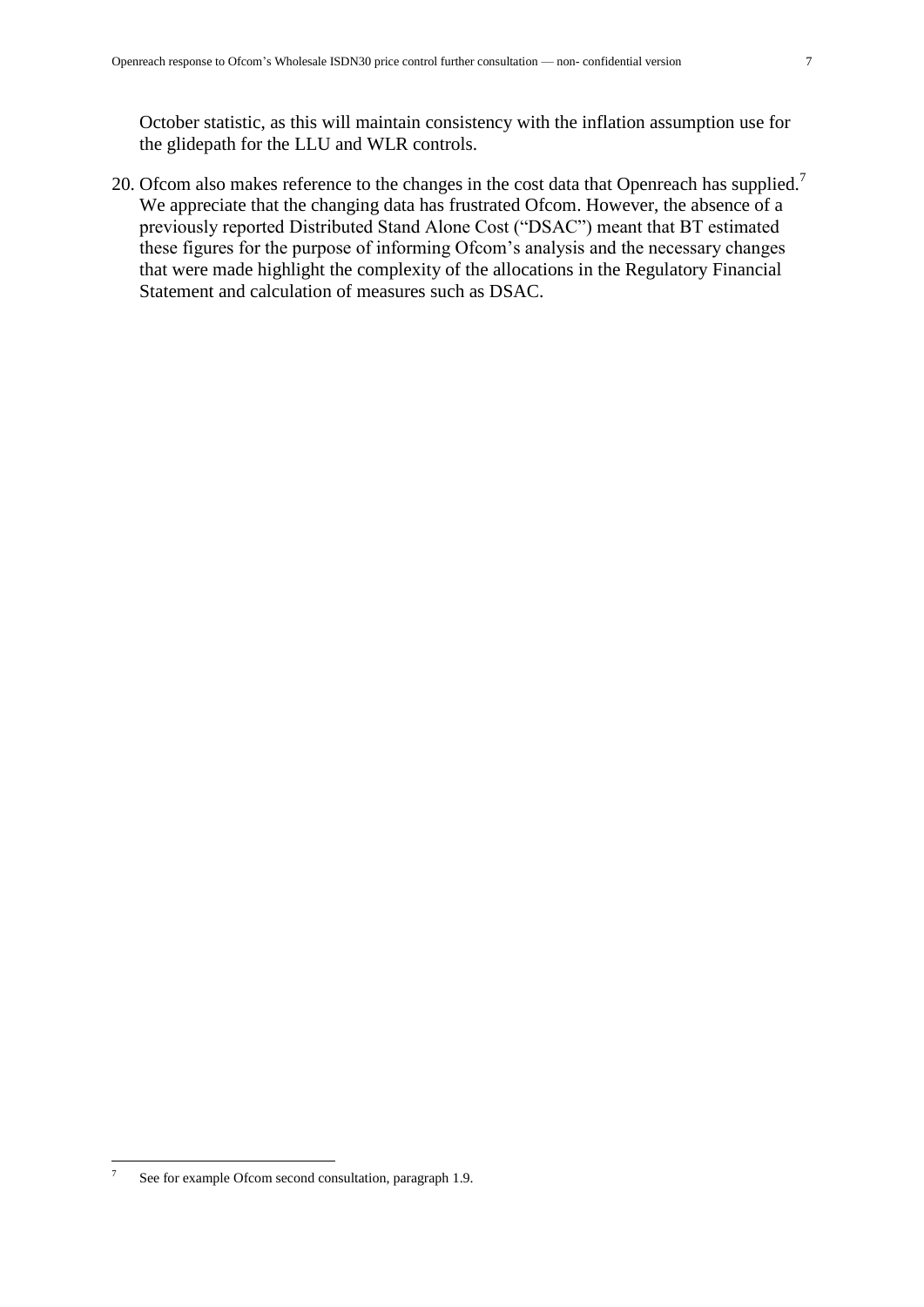October statistic, as this will maintain consistency with the inflation assumption use for the glidepath for the LLU and WLR controls.

20. Ofcom also makes reference to the changes in the cost data that Openreach has supplied.[7] We appreciate that the changing data has frustrated Ofcom. However, the absence of a previously reported Distributed Stand Alone Cost ("DSAC") meant that BT estimated these figures for the purpose of informing Ofcom's analysis and the necessary changes that were made highlight the complexity of the allocations in the Regulatory Financial Statement and calculation of measures such as DSAC.

---

[7] See for example Ofcom second consultation, paragraph 1.9.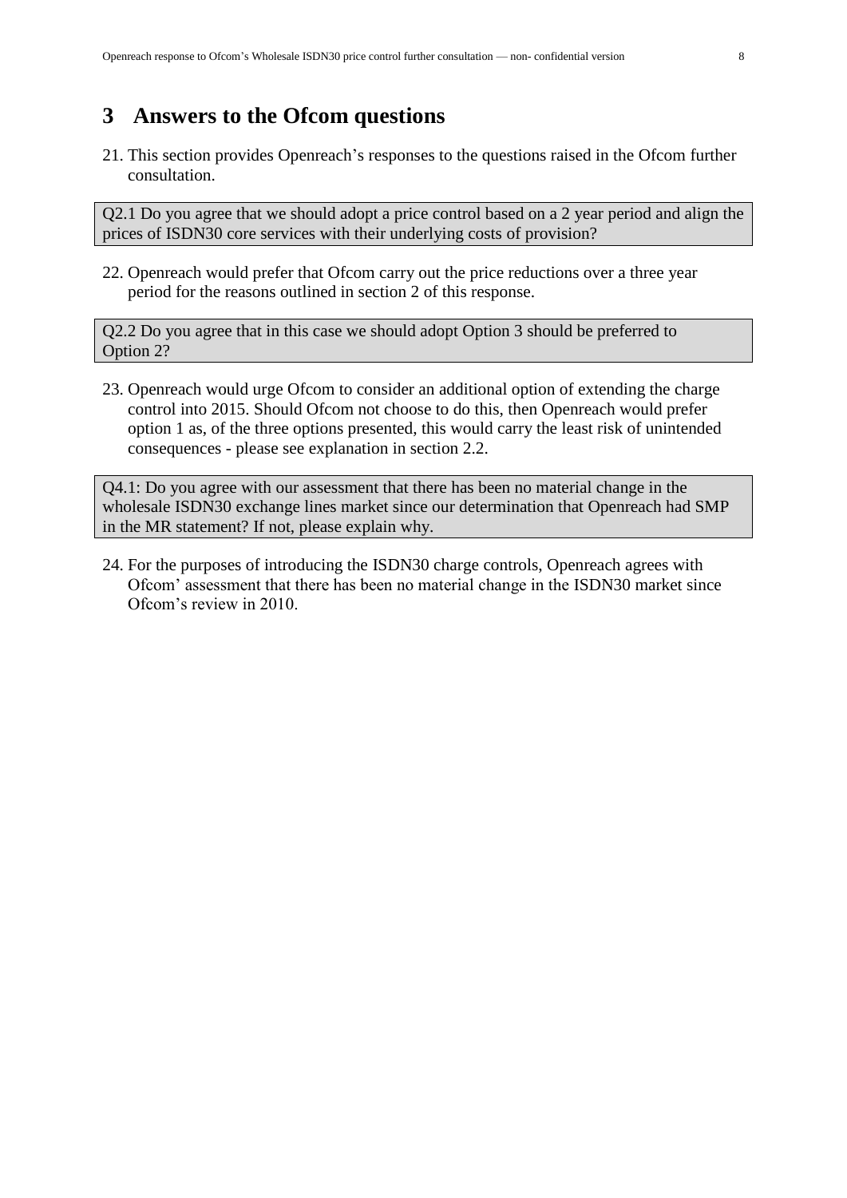## 3 Answers to the Ofcom questions

21. This section provides Openreach's responses to the questions raised in the Ofcom further consultation.

> Q2.1 Do you agree that we should adopt a price control based on a 2 year period and align the prices of ISDN30 core services with their underlying costs of provision?

22. Openreach would prefer that Ofcom carry out the price reductions over a three year period for the reasons outlined in section 2 of this response.

> Q2.2 Do you agree that in this case we should adopt Option 3 should be preferred to Option 2?

23. Openreach would urge Ofcom to consider an additional option of extending the charge control into 2015. Should Ofcom not choose to do this, then Openreach would prefer option 1 as, of the three options presented, this would carry the least risk of unintended consequences - please see explanation in section 2.2.

> Q4.1: Do you agree with our assessment that there has been no material change in the wholesale ISDN30 exchange lines market since our determination that Openreach had SMP in the MR statement? If not, please explain why.

24. For the purposes of introducing the ISDN30 charge controls, Openreach agrees with Ofcom' assessment that there has been no material change in the ISDN30 market since Ofcom's review in 2010.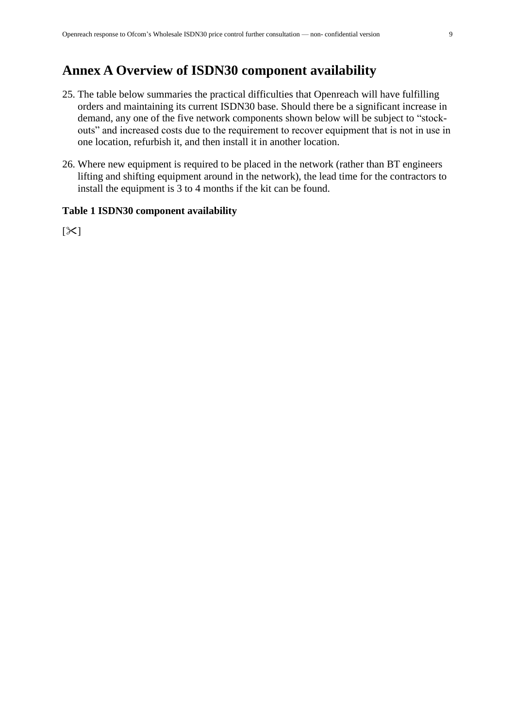# Annex A Overview of ISDN30 component availability

25. The table below summaries the practical difficulties that Openreach will have fulfilling orders and maintaining its current ISDN30 base. Should there be a significant increase in demand, any one of the five network components shown below will be subject to "stock-outs" and increased costs due to the requirement to recover equipment that is not in use in one location, refurbish it, and then install it in another location.

26. Where new equipment is required to be placed in the network (rather than BT engineers lifting and shifting equipment around in the network), the lead time for the contractors to install the equipment is 3 to 4 months if the kit can be found.

**Table 1 ISDN30 component availability**

[✂]